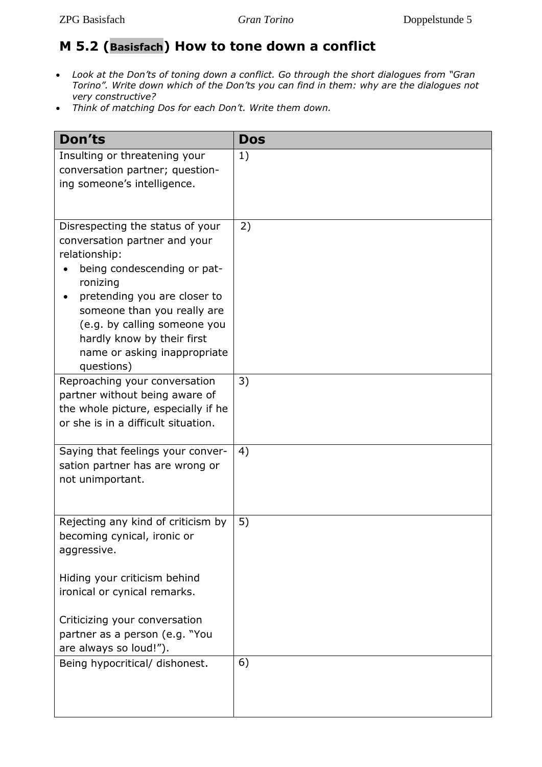# M 5.2 (Basisfach) How to tone down a conflict

- *Look at the Don'ts of toning down a conflict. Go through the short dialogues from "Gran Torino". Write down which of the Don'ts you can find in them: why are the dialogues not very constructive?*
- *Think of matching Dos for each Don't. Write them down.*

| Don'ts | Dos |
|---|---|
| Insulting or threatening your conversation partner; questioning someone's intelligence. | 1) |
| Disrespecting the status of your conversation partner and your relationship:<br>• being condescending or patronizing<br>• pretending you are closer to someone than you really are (e.g. by calling someone you hardly know by their first name or asking inappropriate questions) | 2) |
| Reproaching your conversation partner without being aware of the whole picture, especially if he or she is in a difficult situation. | 3) |
| Saying that feelings your conversation partner has are wrong or not unimportant. | 4) |
| Rejecting any kind of criticism by becoming cynical, ironic or aggressive.<br><br>Hiding your criticism behind ironical or cynical remarks.<br><br>Criticizing your conversation partner as a person (e.g. "You are always so loud!"). | 5) |
| Being hypocritical/ dishonest. | 6) |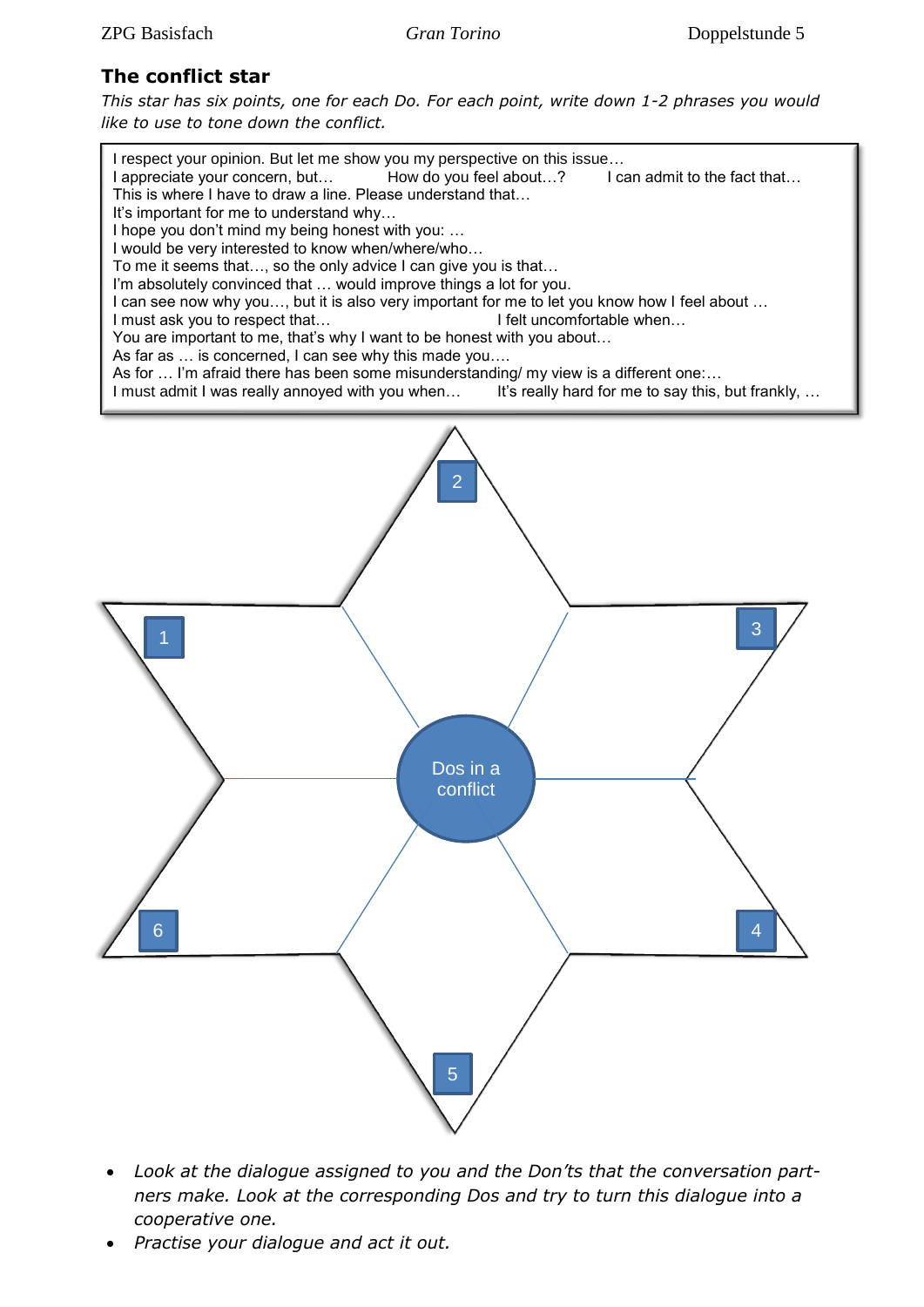## The conflict star

*This star has six points, one for each Do. For each point, write down 1-2 phrases you would like to use to tone down the conflict.*

I respect your opinion. But let me show you my perspective on this issue…
I appreciate your concern, but… How do you feel about…? I can admit to the fact that…
This is where I have to draw a line. Please understand that…
It's important for me to understand why…
I hope you don't mind my being honest with you: …
I would be very interested to know when/where/who…
To me it seems that…, so the only advice I can give you is that…
I'm absolutely convinced that … would improve things a lot for you.
I can see now why you…, but it is also very important for me to let you know how I feel about …
I must ask you to respect that… I felt uncomfortable when…
You are important to me, that's why I want to be honest with you about…
As far as … is concerned, I can see why this made you….
As for … I'm afraid there has been some misunderstanding/ my view is a different one:…
I must admit I was really annoyed with you when… It's really hard for me to say this, but frankly, …

Dos in a conflict

1

2

3

4

5

6

- *Look at the dialogue assigned to you and the Don'ts that the conversation partners make. Look at the corresponding Dos and try to turn this dialogue into a cooperative one.*
- *Practise your dialogue and act it out.*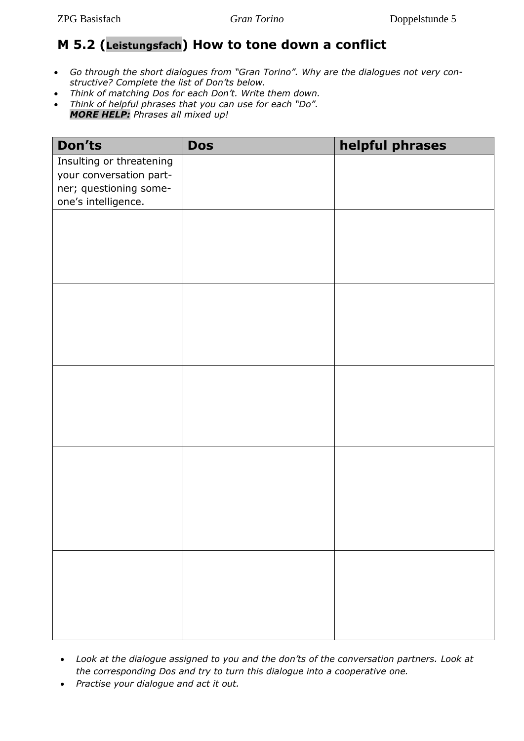# M 5.2 (Leistungsfach) How to tone down a conflict

- *Go through the short dialogues from "Gran Torino". Why are the dialogues not very constructive? Complete the list of Don'ts below.*
- *Think of matching Dos for each Don't. Write them down.*
- *Think of helpful phrases that you can use for each "Do".*
  ***MORE HELP:*** *Phrases all mixed up!*

| Don'ts | Dos | helpful phrases |
|---|---|---|
| Insulting or threatening your conversation partner; questioning someone's intelligence. | | |
| | | |
| | | |
| | | |
| | | |
| | | |

- *Look at the dialogue assigned to you and the don'ts of the conversation partners. Look at the corresponding Dos and try to turn this dialogue into a cooperative one.*
- *Practise your dialogue and act it out.*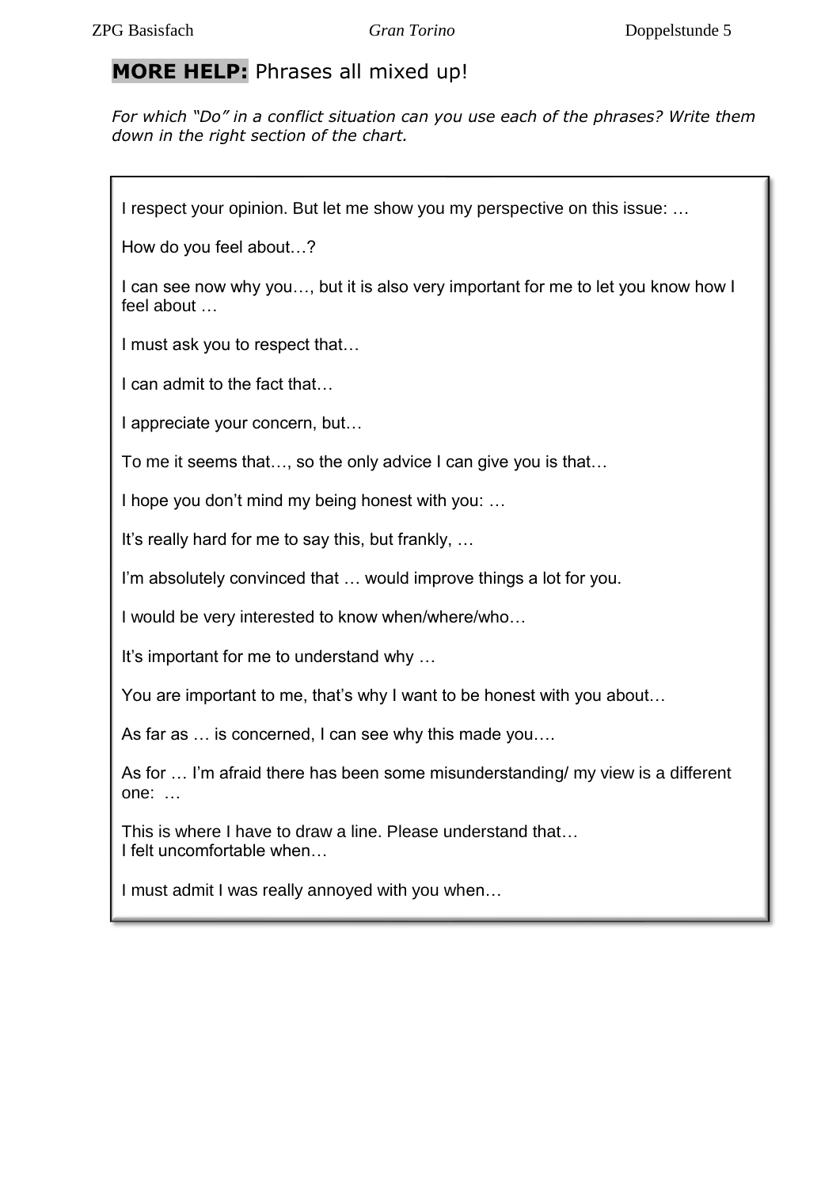## **MORE HELP:** Phrases all mixed up!

*For which "Do" in a conflict situation can you use each of the phrases? Write them down in the right section of the chart.*

I respect your opinion. But let me show you my perspective on this issue: …

How do you feel about…?

I can see now why you…, but it is also very important for me to let you know how I feel about …

I must ask you to respect that…

I can admit to the fact that…

I appreciate your concern, but…

To me it seems that…, so the only advice I can give you is that…

I hope you don't mind my being honest with you: …

It's really hard for me to say this, but frankly, …

I'm absolutely convinced that … would improve things a lot for you.

I would be very interested to know when/where/who…

It's important for me to understand why …

You are important to me, that's why I want to be honest with you about…

As far as … is concerned, I can see why this made you….

As for … I'm afraid there has been some misunderstanding/ my view is a different one: …

This is where I have to draw a line. Please understand that…
I felt uncomfortable when…

I must admit I was really annoyed with you when…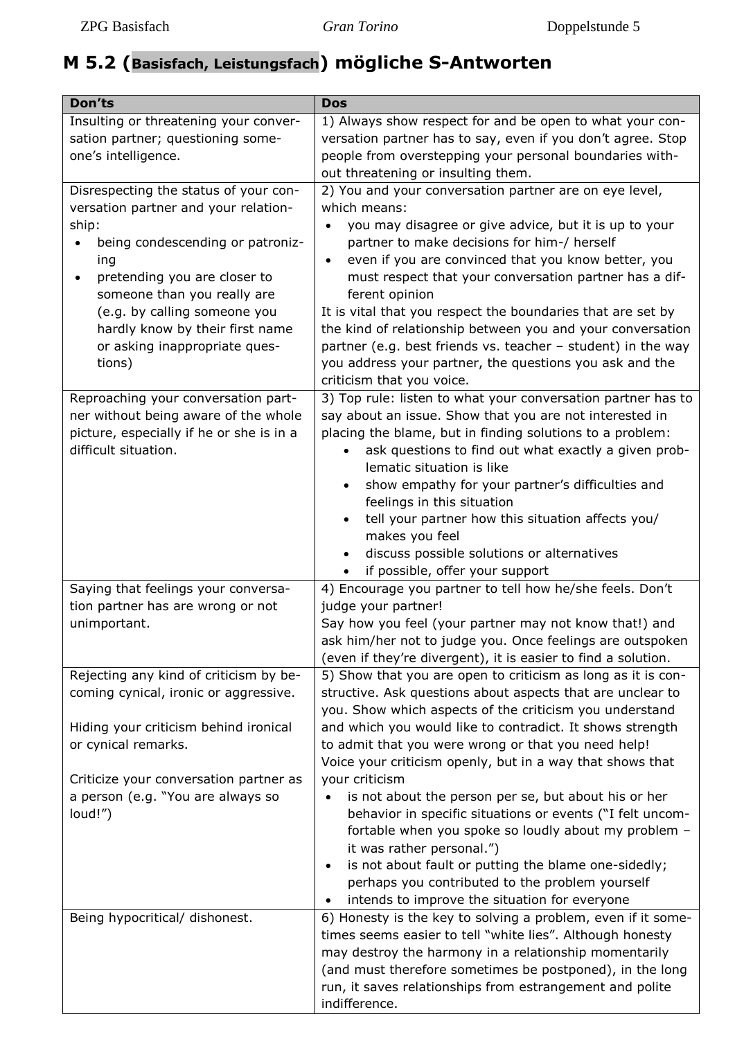## M 5.2 (**Basisfach, Leistungsfach**) mögliche S-Antworten

| Don'ts | Dos |
|---|---|
| Insulting or threatening your conversation partner; questioning someone's intelligence. | 1) Always show respect for and be open to what your conversation partner has to say, even if you don't agree. Stop people from overstepping your personal boundaries without threatening or insulting them. |
| Disrespecting the status of your conversation partner and your relationship:<br>• being condescending or patronizing<br>• pretending you are closer to someone than you really are (e.g. by calling someone you hardly know by their first name or asking inappropriate questions) | 2) You and your conversation partner are on eye level, which means:<br>• you may disagree or give advice, but it is up to your partner to make decisions for him-/ herself<br>• even if you are convinced that you know better, you must respect that your conversation partner has a different opinion<br>It is vital that you respect the boundaries that are set by the kind of relationship between you and your conversation partner (e.g. best friends vs. teacher – student) in the way you address your partner, the questions you ask and the criticism that you voice. |
| Reproaching your conversation partner without being aware of the whole picture, especially if he or she is in a difficult situation. | 3) Top rule: listen to what your conversation partner has to say about an issue. Show that you are not interested in placing the blame, but in finding solutions to a problem:<br>• ask questions to find out what exactly a given problematic situation is like<br>• show empathy for your partner's difficulties and feelings in this situation<br>• tell your partner how this situation affects you/ makes you feel<br>• discuss possible solutions or alternatives<br>• if possible, offer your support |
| Saying that feelings your conversation partner has are wrong or not unimportant. | 4) Encourage you partner to tell how he/she feels. Don't judge your partner!<br>Say how you feel (your partner may not know that!) and ask him/her not to judge you. Once feelings are outspoken (even if they're divergent), it is easier to find a solution. |
| Rejecting any kind of criticism by becoming cynical, ironic or aggressive.<br><br>Hiding your criticism behind ironical or cynical remarks.<br><br>Criticize your conversation partner as a person (e.g. "You are always so loud!") | 5) Show that you are open to criticism as long as it is constructive. Ask questions about aspects that are unclear to you. Show which aspects of the criticism you understand and which you would like to contradict. It shows strength to admit that you were wrong or that you need help!<br>Voice your criticism openly, but in a way that shows that your criticism<br>• is not about the person per se, but about his or her behavior in specific situations or events ("I felt uncomfortable when you spoke so loudly about my problem – it was rather personal.")<br>• is not about fault or putting the blame one-sidedly; perhaps you contributed to the problem yourself<br>• intends to improve the situation for everyone |
| Being hypocritical/ dishonest. | 6) Honesty is the key to solving a problem, even if it sometimes seems easier to tell "white lies". Although honesty may destroy the harmony in a relationship momentarily (and must therefore sometimes be postponed), in the long run, it saves relationships from estrangement and polite indifference. |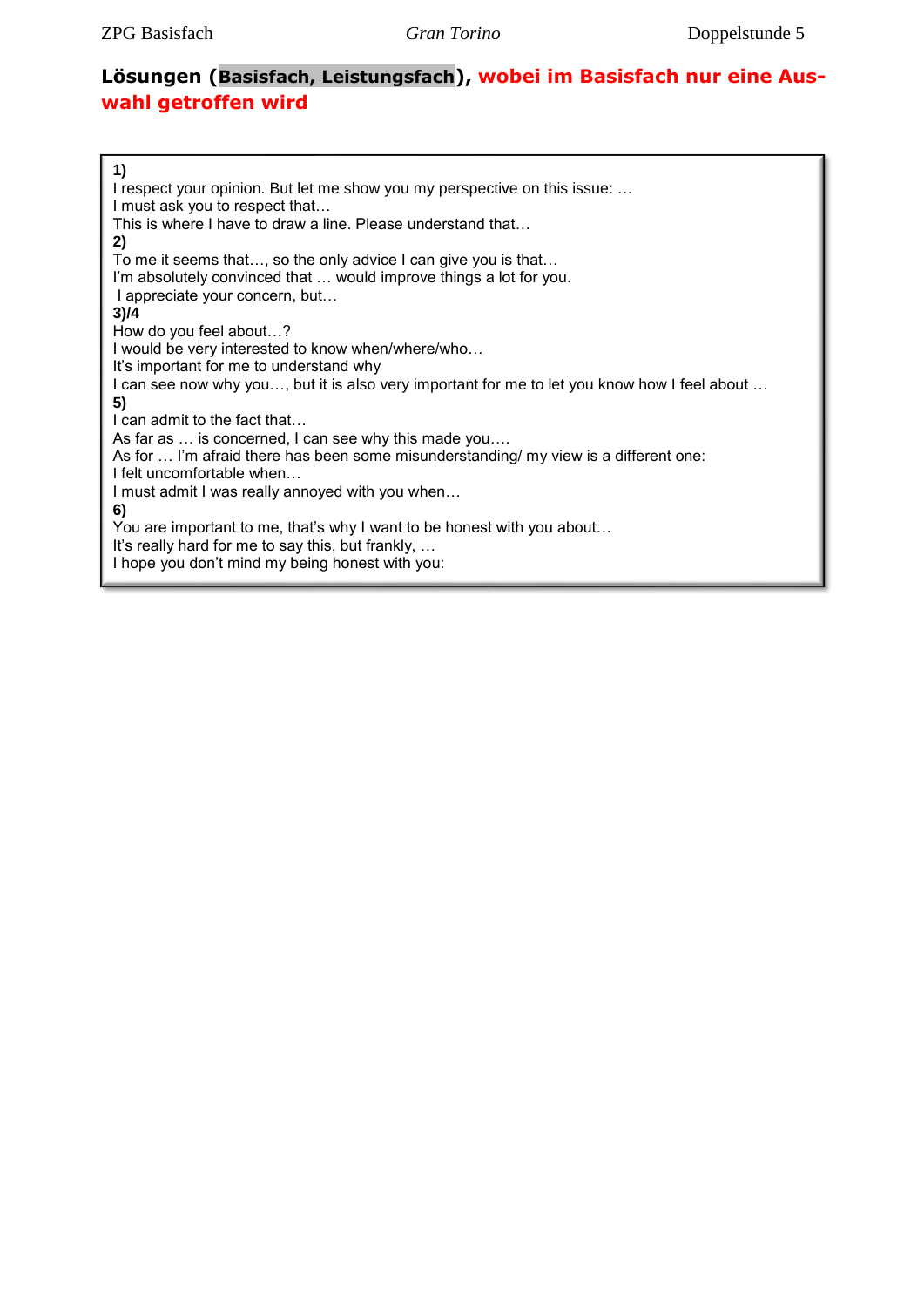## Lösungen (Basisfach, Leistungsfach), wobei im Basisfach nur eine Auswahl getroffen wird

**1)**
I respect your opinion. But let me show you my perspective on this issue: …
I must ask you to respect that…
This is where I have to draw a line. Please understand that…
**2)**
To me it seems that…, so the only advice I can give you is that…
I'm absolutely convinced that … would improve things a lot for you.
I appreciate your concern, but…
**3)/4**
How do you feel about…?
I would be very interested to know when/where/who…
It's important for me to understand why
I can see now why you…, but it is also very important for me to let you know how I feel about …
**5)**
I can admit to the fact that…
As far as … is concerned, I can see why this made you….
As for … I'm afraid there has been some misunderstanding/ my view is a different one:
I felt uncomfortable when…
I must admit I was really annoyed with you when…
**6)**
You are important to me, that's why I want to be honest with you about…
It's really hard for me to say this, but frankly, …
I hope you don't mind my being honest with you: